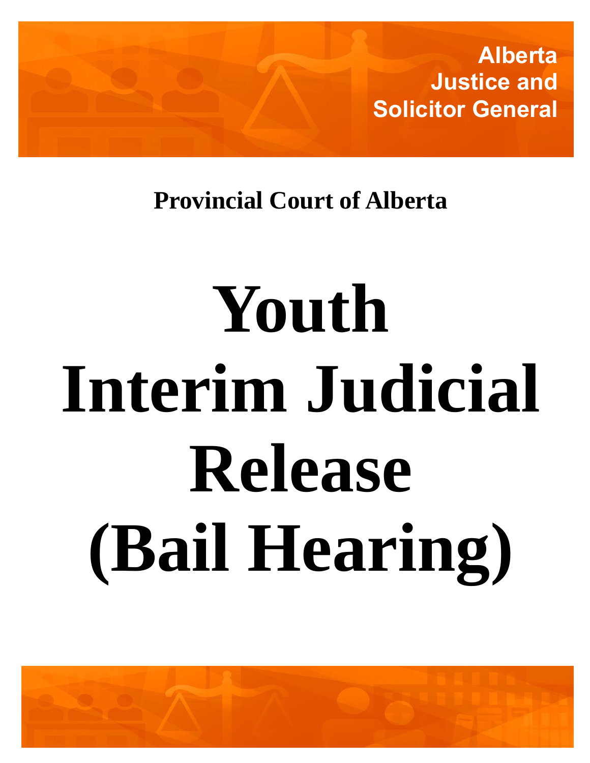Alberta
Justice and
Solicitor General

**Provincial Court of Alberta**

# Youth Interim Judicial Release (Bail Hearing)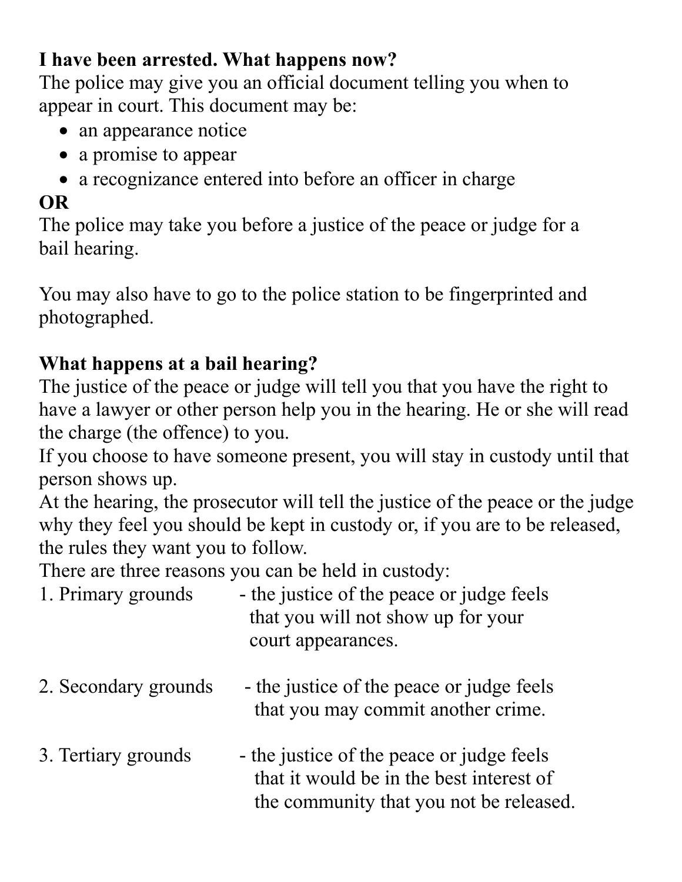**I have been arrested. What happens now?**

The police may give you an official document telling you when to appear in court. This document may be:

- an appearance notice
- a promise to appear
- a recognizance entered into before an officer in charge

**OR**

The police may take you before a justice of the peace or judge for a bail hearing.

You may also have to go to the police station to be fingerprinted and photographed.

**What happens at a bail hearing?**

The justice of the peace or judge will tell you that you have the right to have a lawyer or other person help you in the hearing. He or she will read the charge (the offence) to you.

If you choose to have someone present, you will stay in custody until that person shows up.

At the hearing, the prosecutor will tell the justice of the peace or the judge why they feel you should be kept in custody or, if you are to be released, the rules they want you to follow.

There are three reasons you can be held in custody:

1. Primary grounds - the justice of the peace or judge feels that you will not show up for your court appearances.

2. Secondary grounds - the justice of the peace or judge feels that you may commit another crime.

3. Tertiary grounds - the justice of the peace or judge feels that it would be in the best interest of the community that you not be released.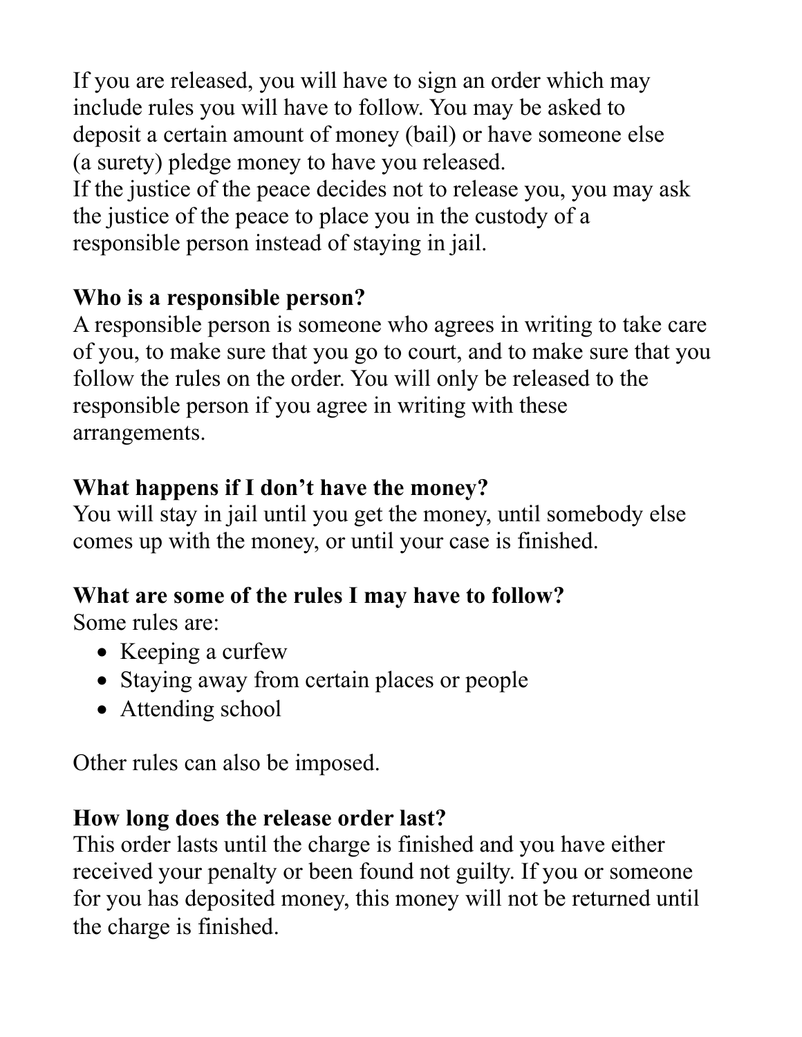If you are released, you will have to sign an order which may include rules you will have to follow. You may be asked to deposit a certain amount of money (bail) or have someone else (a surety) pledge money to have you released.
If the justice of the peace decides not to release you, you may ask the justice of the peace to place you in the custody of a responsible person instead of staying in jail.

**Who is a responsible person?**
A responsible person is someone who agrees in writing to take care of you, to make sure that you go to court, and to make sure that you follow the rules on the order. You will only be released to the responsible person if you agree in writing with these arrangements.

**What happens if I don't have the money?**
You will stay in jail until you get the money, until somebody else comes up with the money, or until your case is finished.

**What are some of the rules I may have to follow?**
Some rules are:

- Keeping a curfew
- Staying away from certain places or people
- Attending school

Other rules can also be imposed.

**How long does the release order last?**
This order lasts until the charge is finished and you have either received your penalty or been found not guilty. If you or someone for you has deposited money, this money will not be returned until the charge is finished.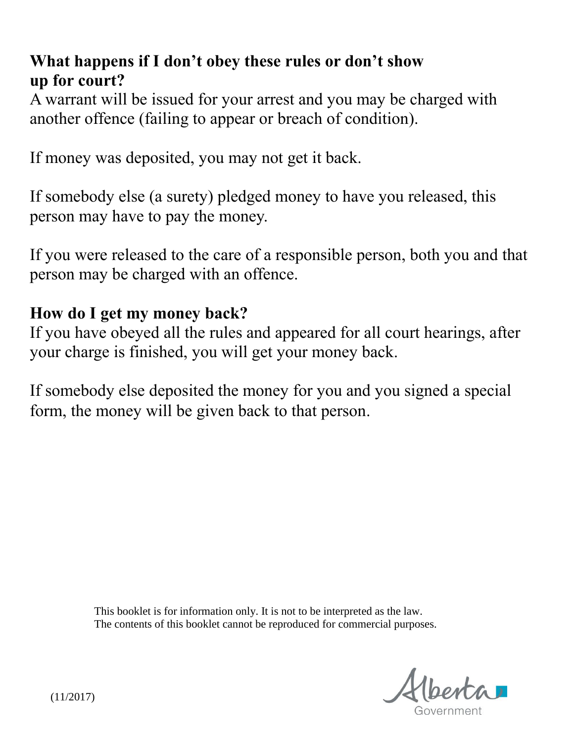## What happens if I don't obey these rules or don't show up for court?

A warrant will be issued for your arrest and you may be charged with another offence (failing to appear or breach of condition).

If money was deposited, you may not get it back.

If somebody else (a surety) pledged money to have you released, this person may have to pay the money.

If you were released to the care of a responsible person, both you and that person may be charged with an offence.

## How do I get my money back?

If you have obeyed all the rules and appeared for all court hearings, after your charge is finished, you will get your money back.

If somebody else deposited the money for you and you signed a special form, the money will be given back to that person.

This booklet is for information only. It is not to be interpreted as the law.
The contents of this booklet cannot be reproduced for commercial purposes.

(11/2017)

Alberta Government